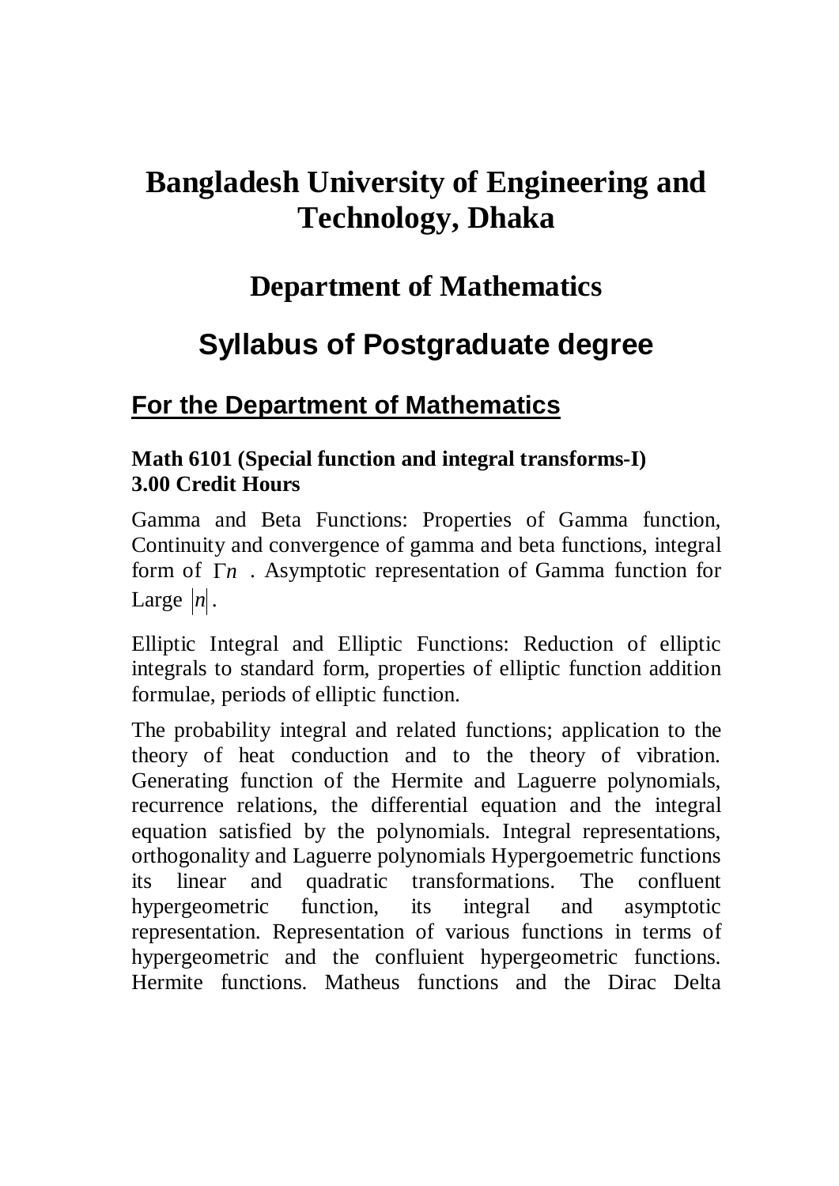# Bangladesh University of Engineering and Technology, Dhaka

## Department of Mathematics

## Syllabus of Postgraduate degree

### For the Department of Mathematics

**Math 6101 (Special function and integral transforms-I)**
**3.00 Credit Hours**

Gamma and Beta Functions: Properties of Gamma function, Continuity and convergence of gamma and beta functions, integral form of $\Gamma n$ . Asymptotic representation of Gamma function for Large $|n|$.

Elliptic Integral and Elliptic Functions: Reduction of elliptic integrals to standard form, properties of elliptic function addition formulae, periods of elliptic function.

The probability integral and related functions; application to the theory of heat conduction and to the theory of vibration. Generating function of the Hermite and Laguerre polynomials, recurrence relations, the differential equation and the integral equation satisfied by the polynomials. Integral representations, orthogonality and Laguerre polynomials Hypergoemetric functions its linear and quadratic transformations. The confluent hypergeometric function, its integral and asymptotic representation. Representation of various functions in terms of hypergeometric and the confluient hypergeometric functions. Hermite functions. Matheus functions and the Dirac Delta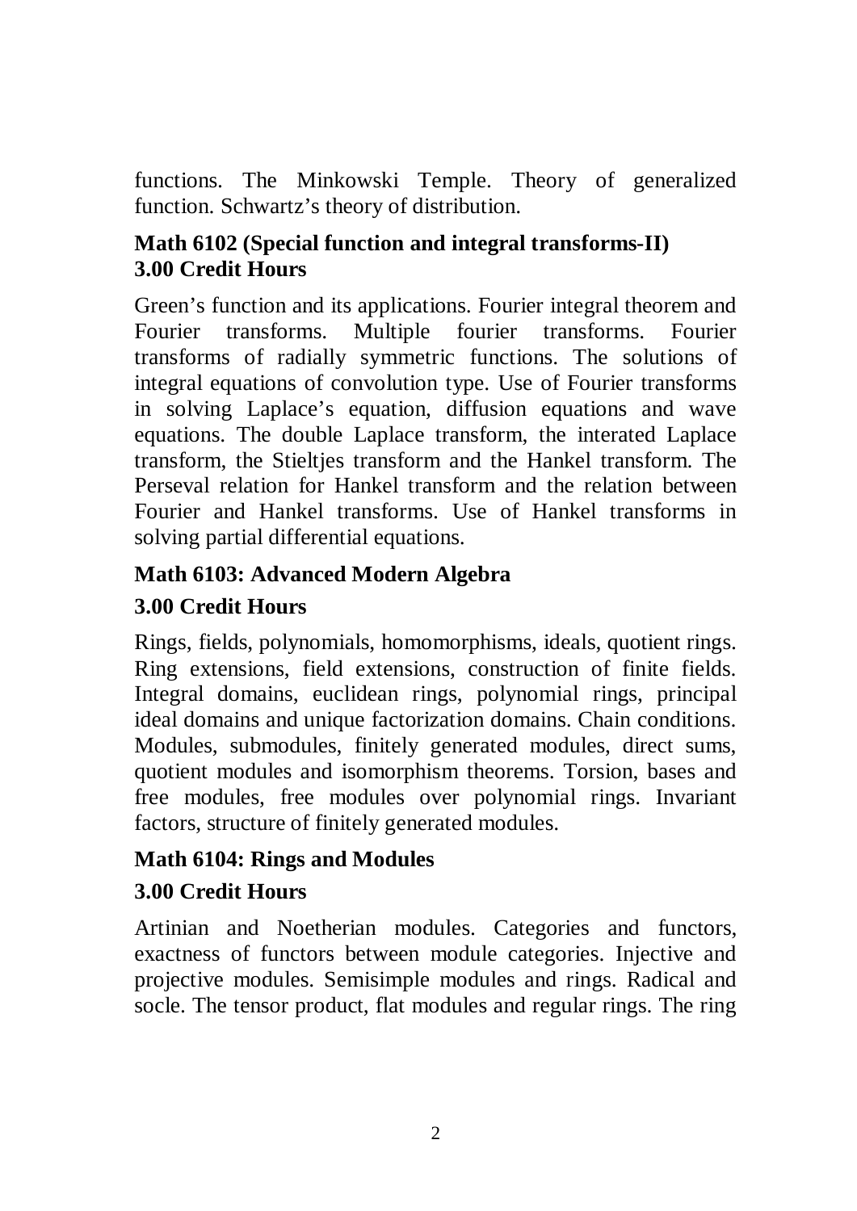functions. The Minkowski Temple. Theory of generalized function. Schwartz's theory of distribution.

### Math 6102 (Special function and integral transforms-II)
### 3.00 Credit Hours

Green's function and its applications. Fourier integral theorem and Fourier transforms. Multiple fourier transforms. Fourier transforms of radially symmetric functions. The solutions of integral equations of convolution type. Use of Fourier transforms in solving Laplace's equation, diffusion equations and wave equations. The double Laplace transform, the interated Laplace transform, the Stieltjes transform and the Hankel transform. The Perseval relation for Hankel transform and the relation between Fourier and Hankel transforms. Use of Hankel transforms in solving partial differential equations.

### Math 6103: Advanced Modern Algebra

### 3.00 Credit Hours

Rings, fields, polynomials, homomorphisms, ideals, quotient rings. Ring extensions, field extensions, construction of finite fields. Integral domains, euclidean rings, polynomial rings, principal ideal domains and unique factorization domains. Chain conditions. Modules, submodules, finitely generated modules, direct sums, quotient modules and isomorphism theorems. Torsion, bases and free modules, free modules over polynomial rings. Invariant factors, structure of finitely generated modules.

### Math 6104: Rings and Modules

### 3.00 Credit Hours

Artinian and Noetherian modules. Categories and functors, exactness of functors between module categories. Injective and projective modules. Semisimple modules and rings. Radical and socle. The tensor product, flat modules and regular rings. The ring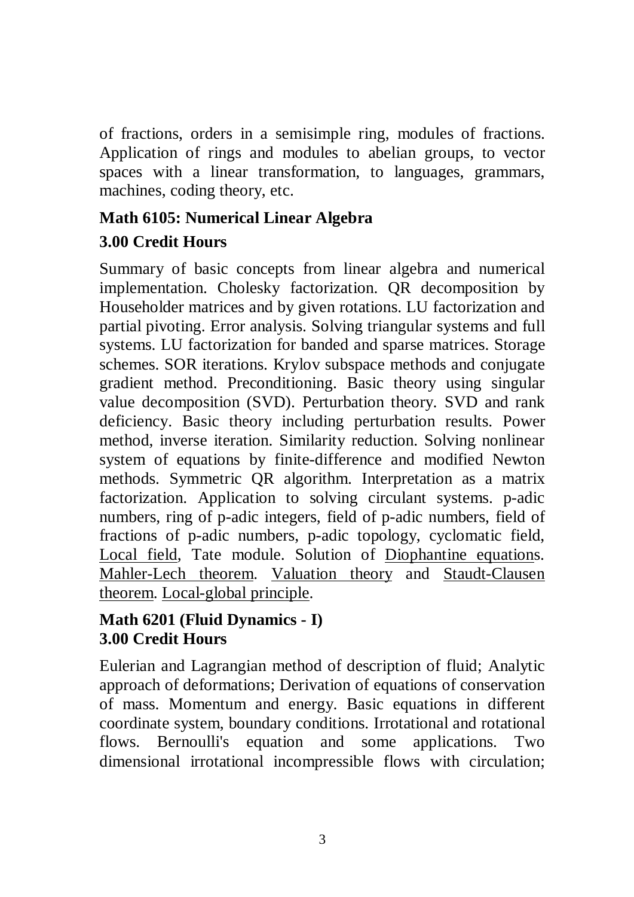of fractions, orders in a semisimple ring, modules of fractions. Application of rings and modules to abelian groups, to vector spaces with a linear transformation, to languages, grammars, machines, coding theory, etc.

**Math 6105: Numerical Linear Algebra**

**3.00 Credit Hours**

Summary of basic concepts from linear algebra and numerical implementation. Cholesky factorization. QR decomposition by Householder matrices and by given rotations. LU factorization and partial pivoting. Error analysis. Solving triangular systems and full systems. LU factorization for banded and sparse matrices. Storage schemes. SOR iterations. Krylov subspace methods and conjugate gradient method. Preconditioning. Basic theory using singular value decomposition (SVD). Perturbation theory. SVD and rank deficiency. Basic theory including perturbation results. Power method, inverse iteration. Similarity reduction. Solving nonlinear system of equations by finite-difference and modified Newton methods. Symmetric QR algorithm. Interpretation as a matrix factorization. Application to solving circulant systems. p-adic numbers, ring of p-adic integers, field of p-adic numbers, field of fractions of p-adic numbers, p-adic topology, cyclomatic field, Local field, Tate module. Solution of Diophantine equations. Mahler-Lech theorem. Valuation theory and Staudt-Clausen theorem. Local-global principle.

**Math 6201 (Fluid Dynamics - I)**
**3.00 Credit Hours**

Eulerian and Lagrangian method of description of fluid; Analytic approach of deformations; Derivation of equations of conservation of mass. Momentum and energy. Basic equations in different coordinate system, boundary conditions. Irrotational and rotational flows. Bernoulli's equation and some applications. Two dimensional irrotational incompressible flows with circulation;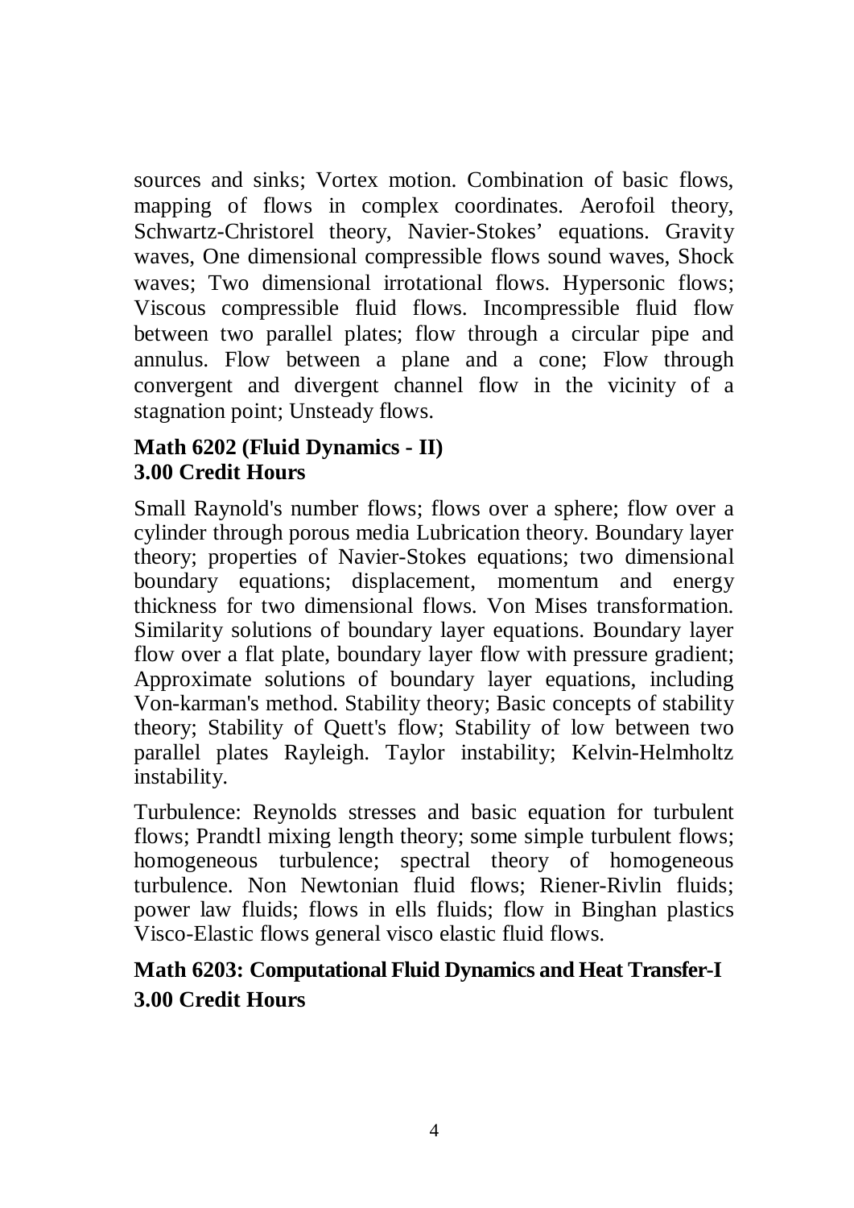sources and sinks; Vortex motion. Combination of basic flows, mapping of flows in complex coordinates. Aerofoil theory, Schwartz-Christorel theory, Navier-Stokes' equations. Gravity waves, One dimensional compressible flows sound waves, Shock waves; Two dimensional irrotational flows. Hypersonic flows; Viscous compressible fluid flows. Incompressible fluid flow between two parallel plates; flow through a circular pipe and annulus. Flow between a plane and a cone; Flow through convergent and divergent channel flow in the vicinity of a stagnation point; Unsteady flows.

**Math 6202 (Fluid Dynamics - II)**
**3.00 Credit Hours**

Small Raynold's number flows; flows over a sphere; flow over a cylinder through porous media Lubrication theory. Boundary layer theory; properties of Navier-Stokes equations; two dimensional boundary equations; displacement, momentum and energy thickness for two dimensional flows. Von Mises transformation. Similarity solutions of boundary layer equations. Boundary layer flow over a flat plate, boundary layer flow with pressure gradient; Approximate solutions of boundary layer equations, including Von-karman's method. Stability theory; Basic concepts of stability theory; Stability of Quett's flow; Stability of low between two parallel plates Rayleigh. Taylor instability; Kelvin-Helmholtz instability.

Turbulence: Reynolds stresses and basic equation for turbulent flows; Prandtl mixing length theory; some simple turbulent flows; homogeneous turbulence; spectral theory of homogeneous turbulence. Non Newtonian fluid flows; Riener-Rivlin fluids; power law fluids; flows in ells fluids; flow in Binghan plastics Visco-Elastic flows general visco elastic fluid flows.

**Math 6203: Computational Fluid Dynamics and Heat Transfer-I**
**3.00 Credit Hours**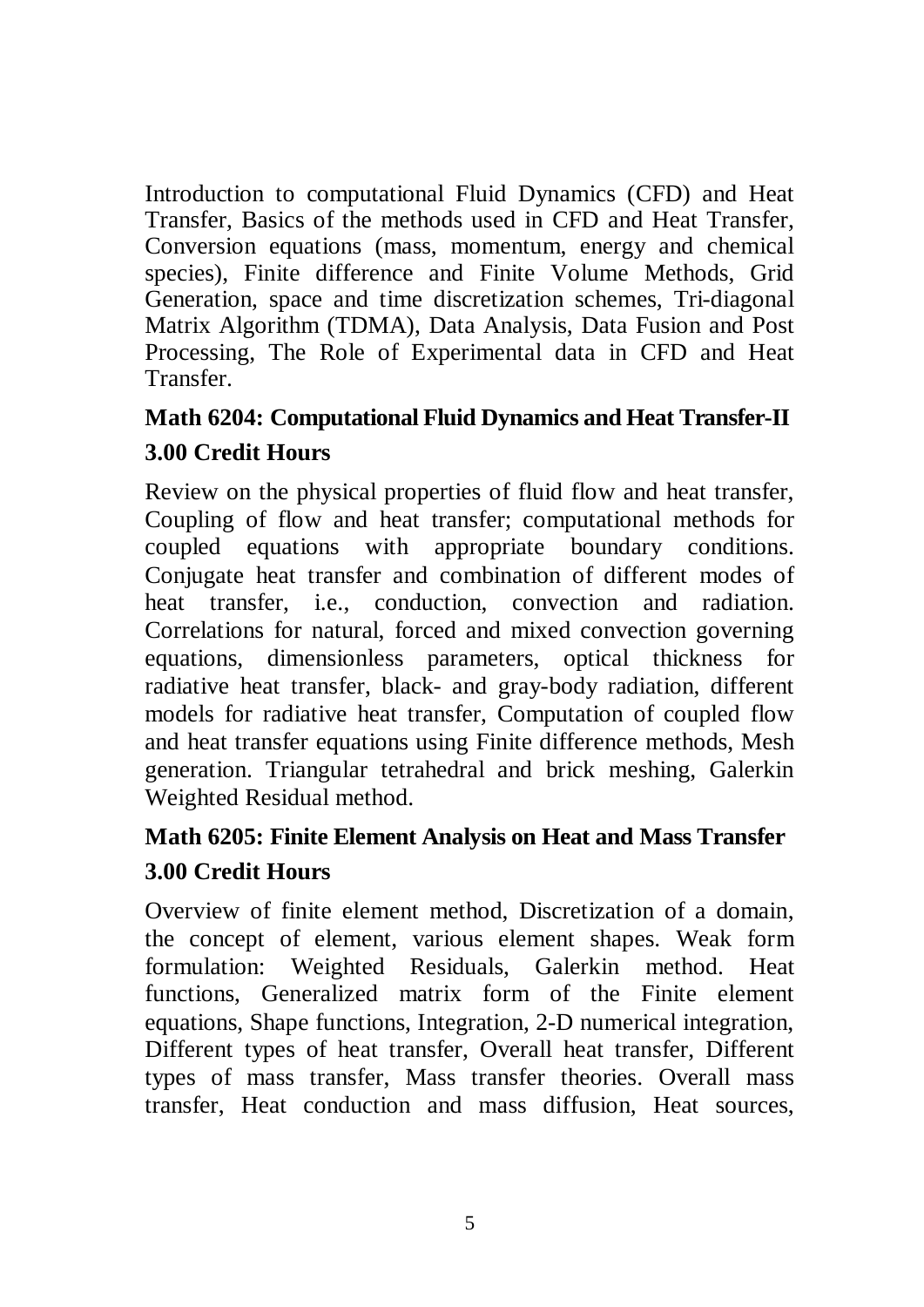Introduction to computational Fluid Dynamics (CFD) and Heat Transfer, Basics of the methods used in CFD and Heat Transfer, Conversion equations (mass, momentum, energy and chemical species), Finite difference and Finite Volume Methods, Grid Generation, space and time discretization schemes, Tri-diagonal Matrix Algorithm (TDMA), Data Analysis, Data Fusion and Post Processing, The Role of Experimental data in CFD and Heat Transfer.

**Math 6204: Computational Fluid Dynamics and Heat Transfer-II**

**3.00 Credit Hours**

Review on the physical properties of fluid flow and heat transfer, Coupling of flow and heat transfer; computational methods for coupled equations with appropriate boundary conditions. Conjugate heat transfer and combination of different modes of heat transfer, i.e., conduction, convection and radiation. Correlations for natural, forced and mixed convection governing equations, dimensionless parameters, optical thickness for radiative heat transfer, black- and gray-body radiation, different models for radiative heat transfer, Computation of coupled flow and heat transfer equations using Finite difference methods, Mesh generation. Triangular tetrahedral and brick meshing, Galerkin Weighted Residual method.

**Math 6205: Finite Element Analysis on Heat and Mass Transfer**

**3.00 Credit Hours**

Overview of finite element method, Discretization of a domain, the concept of element, various element shapes. Weak form formulation: Weighted Residuals, Galerkin method. Heat functions, Generalized matrix form of the Finite element equations, Shape functions, Integration, 2-D numerical integration, Different types of heat transfer, Overall heat transfer, Different types of mass transfer, Mass transfer theories. Overall mass transfer, Heat conduction and mass diffusion, Heat sources,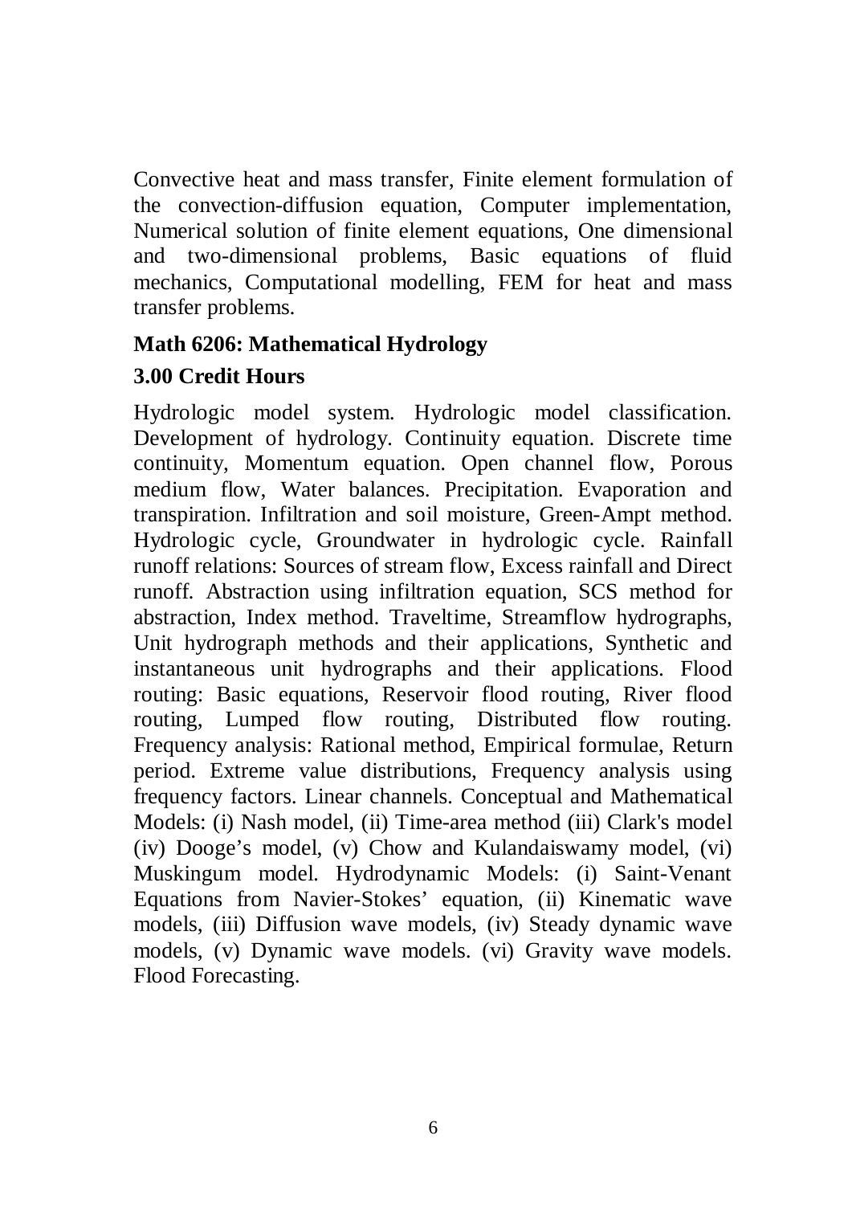Convective heat and mass transfer, Finite element formulation of the convection-diffusion equation, Computer implementation, Numerical solution of finite element equations, One dimensional and two-dimensional problems, Basic equations of fluid mechanics, Computational modelling, FEM for heat and mass transfer problems.

**Math 6206: Mathematical Hydrology**

**3.00 Credit Hours**

Hydrologic model system. Hydrologic model classification. Development of hydrology. Continuity equation. Discrete time continuity, Momentum equation. Open channel flow, Porous medium flow, Water balances. Precipitation. Evaporation and transpiration. Infiltration and soil moisture, Green-Ampt method. Hydrologic cycle, Groundwater in hydrologic cycle. Rainfall runoff relations: Sources of stream flow, Excess rainfall and Direct runoff. Abstraction using infiltration equation, SCS method for abstraction, Index method. Traveltime, Streamflow hydrographs, Unit hydrograph methods and their applications, Synthetic and instantaneous unit hydrographs and their applications. Flood routing: Basic equations, Reservoir flood routing, River flood routing, Lumped flow routing, Distributed flow routing. Frequency analysis: Rational method, Empirical formulae, Return period. Extreme value distributions, Frequency analysis using frequency factors. Linear channels. Conceptual and Mathematical Models: (i) Nash model, (ii) Time-area method (iii) Clark's model (iv) Dooge's model, (v) Chow and Kulandaiswamy model, (vi) Muskingum model. Hydrodynamic Models: (i) Saint-Venant Equations from Navier-Stokes' equation, (ii) Kinematic wave models, (iii) Diffusion wave models, (iv) Steady dynamic wave models, (v) Dynamic wave models. (vi) Gravity wave models. Flood Forecasting.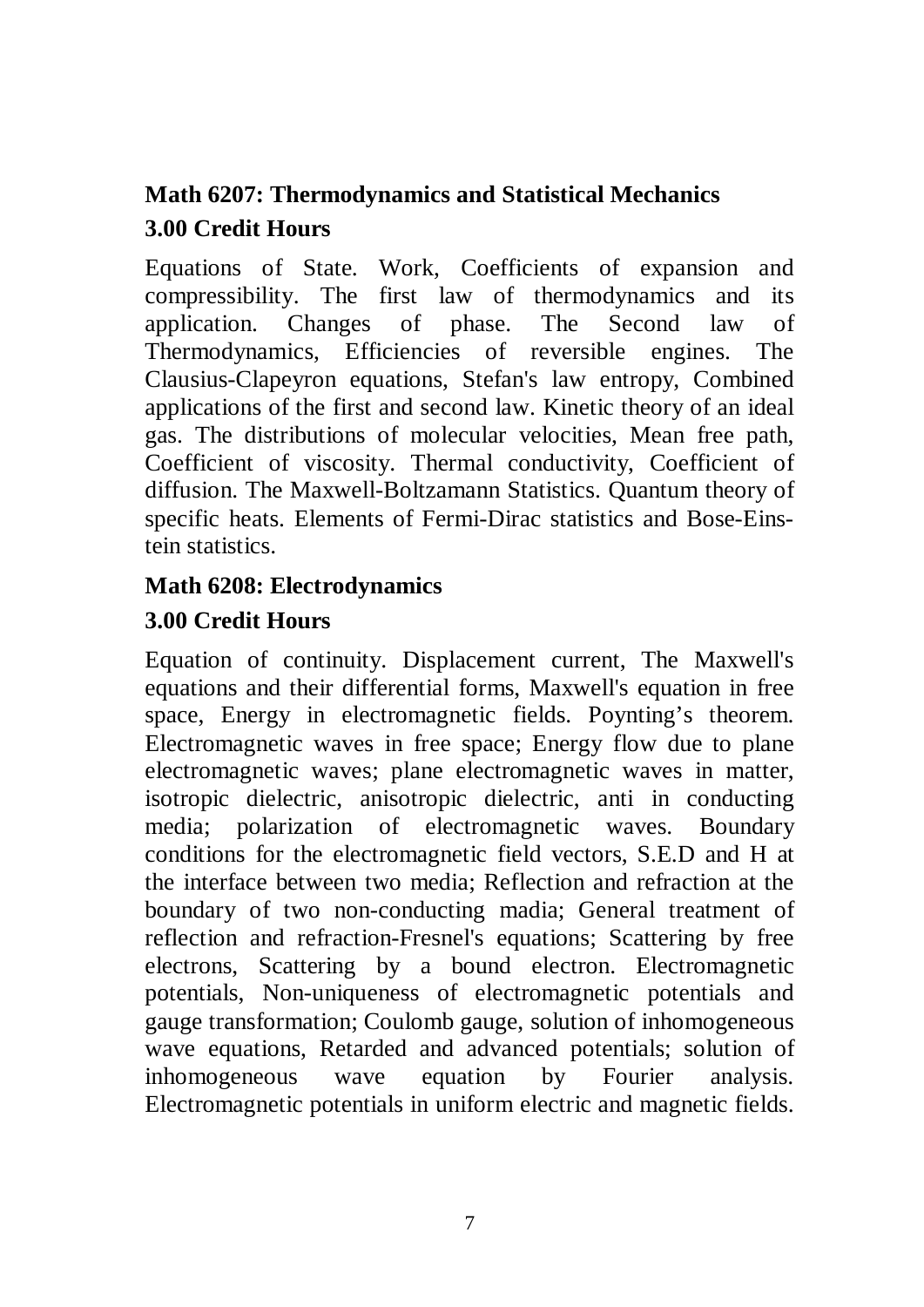### Math 6207: Thermodynamics and Statistical Mechanics

### 3.00 Credit Hours

Equations of State. Work, Coefficients of expansion and compressibility. The first law of thermodynamics and its application. Changes of phase. The Second law of Thermodynamics, Efficiencies of reversible engines. The Clausius-Clapeyron equations, Stefan's law entropy, Combined applications of the first and second law. Kinetic theory of an ideal gas. The distributions of molecular velocities, Mean free path, Coefficient of viscosity. Thermal conductivity, Coefficient of diffusion. The Maxwell-Boltzamann Statistics. Quantum theory of specific heats. Elements of Fermi-Dirac statistics and Bose-Einstein statistics.

### Math 6208: Electrodynamics

### 3.00 Credit Hours

Equation of continuity. Displacement current, The Maxwell's equations and their differential forms, Maxwell's equation in free space, Energy in electromagnetic fields. Poynting's theorem. Electromagnetic waves in free space; Energy flow due to plane electromagnetic waves; plane electromagnetic waves in matter, isotropic dielectric, anisotropic dielectric, anti in conducting media; polarization of electromagnetic waves. Boundary conditions for the electromagnetic field vectors, S.E.D and H at the interface between two media; Reflection and refraction at the boundary of two non-conducting madia; General treatment of reflection and refraction-Fresnel's equations; Scattering by free electrons, Scattering by a bound electron. Electromagnetic potentials, Non-uniqueness of electromagnetic potentials and gauge transformation; Coulomb gauge, solution of inhomogeneous wave equations, Retarded and advanced potentials; solution of inhomogeneous wave equation by Fourier analysis. Electromagnetic potentials in uniform electric and magnetic fields.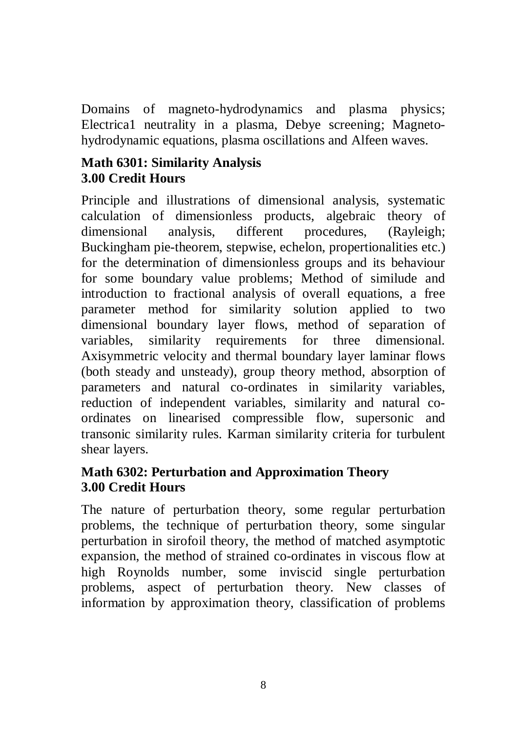Domains of magneto-hydrodynamics and plasma physics; Electrica1 neutrality in a plasma, Debye screening; Magneto-hydrodynamic equations, plasma oscillations and Alfeen waves.

**Math 6301: Similarity Analysis**
**3.00 Credit Hours**

Principle and illustrations of dimensional analysis, systematic calculation of dimensionless products, algebraic theory of dimensional analysis, different procedures, (Rayleigh; Buckingham pie-theorem, stepwise, echelon, propertionalities etc.) for the determination of dimensionless groups and its behaviour for some boundary value problems; Method of similude and introduction to fractional analysis of overall equations, a free parameter method for similarity solution applied to two dimensional boundary layer flows, method of separation of variables, similarity requirements for three dimensional. Axisymmetric velocity and thermal boundary layer laminar flows (both steady and unsteady), group theory method, absorption of parameters and natural co-ordinates in similarity variables, reduction of independent variables, similarity and natural co-ordinates on linearised compressible flow, supersonic and transonic similarity rules. Karman similarity criteria for turbulent shear layers.

**Math 6302: Perturbation and Approximation Theory**
**3.00 Credit Hours**

The nature of perturbation theory, some regular perturbation problems, the technique of perturbation theory, some singular perturbation in sirofoil theory, the method of matched asymptotic expansion, the method of strained co-ordinates in viscous flow at high Roynolds number, some inviscid single perturbation problems, aspect of perturbation theory. New classes of information by approximation theory, classification of problems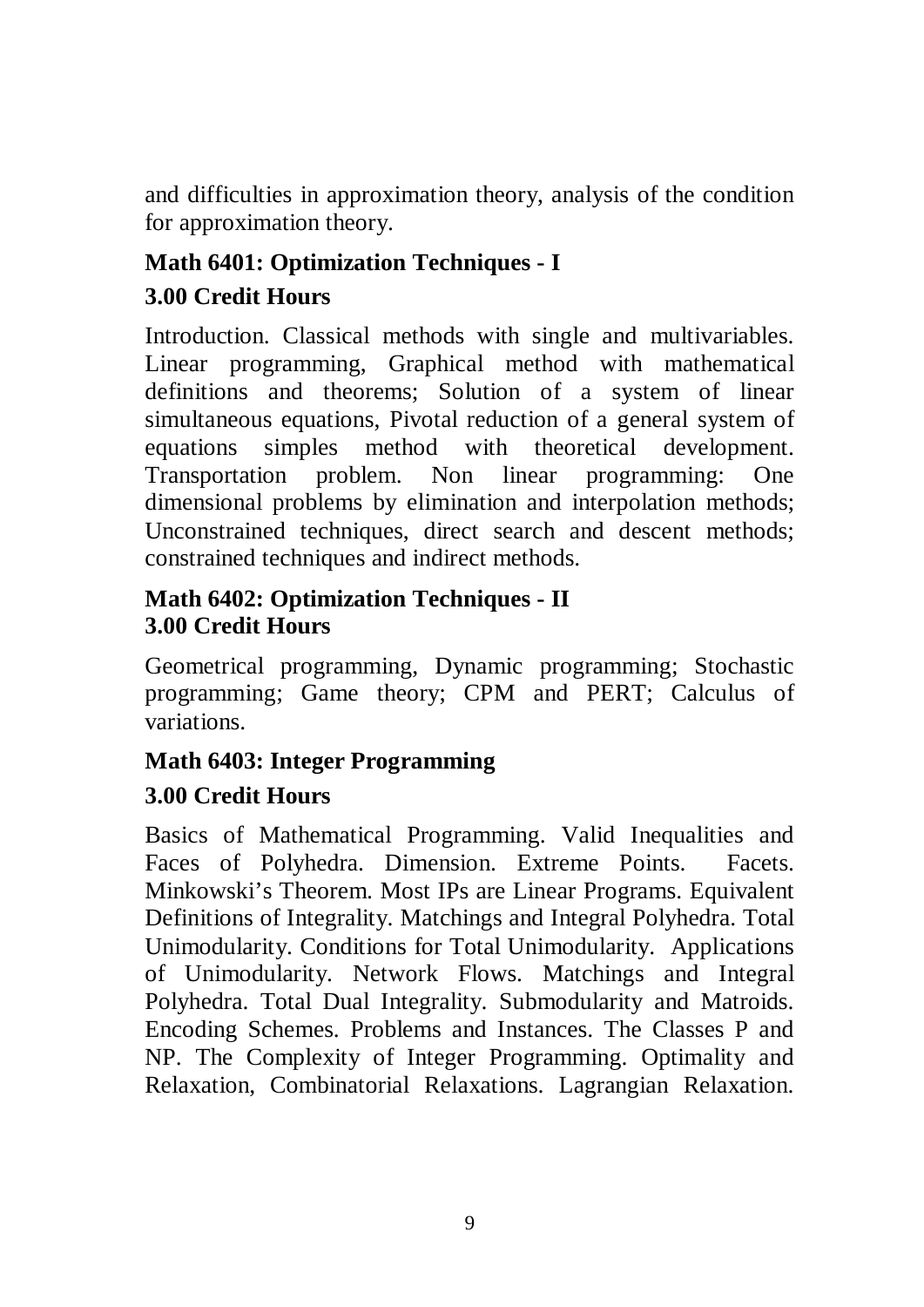and difficulties in approximation theory, analysis of the condition for approximation theory.

### Math 6401: Optimization Techniques - I

**3.00 Credit Hours**

Introduction. Classical methods with single and multivariables. Linear programming, Graphical method with mathematical definitions and theorems; Solution of a system of linear simultaneous equations, Pivotal reduction of a general system of equations simples method with theoretical development. Transportation problem. Non linear programming: One dimensional problems by elimination and interpolation methods; Unconstrained techniques, direct search and descent methods; constrained techniques and indirect methods.

### Math 6402: Optimization Techniques - II

**3.00 Credit Hours**

Geometrical programming, Dynamic programming; Stochastic programming; Game theory; CPM and PERT; Calculus of variations.

### Math 6403: Integer Programming

**3.00 Credit Hours**

Basics of Mathematical Programming. Valid Inequalities and Faces of Polyhedra. Dimension. Extreme Points. Facets. Minkowski's Theorem. Most IPs are Linear Programs. Equivalent Definitions of Integrality. Matchings and Integral Polyhedra. Total Unimodularity. Conditions for Total Unimodularity. Applications of Unimodularity. Network Flows. Matchings and Integral Polyhedra. Total Dual Integrality. Submodularity and Matroids. Encoding Schemes. Problems and Instances. The Classes P and NP. The Complexity of Integer Programming. Optimality and Relaxation, Combinatorial Relaxations. Lagrangian Relaxation.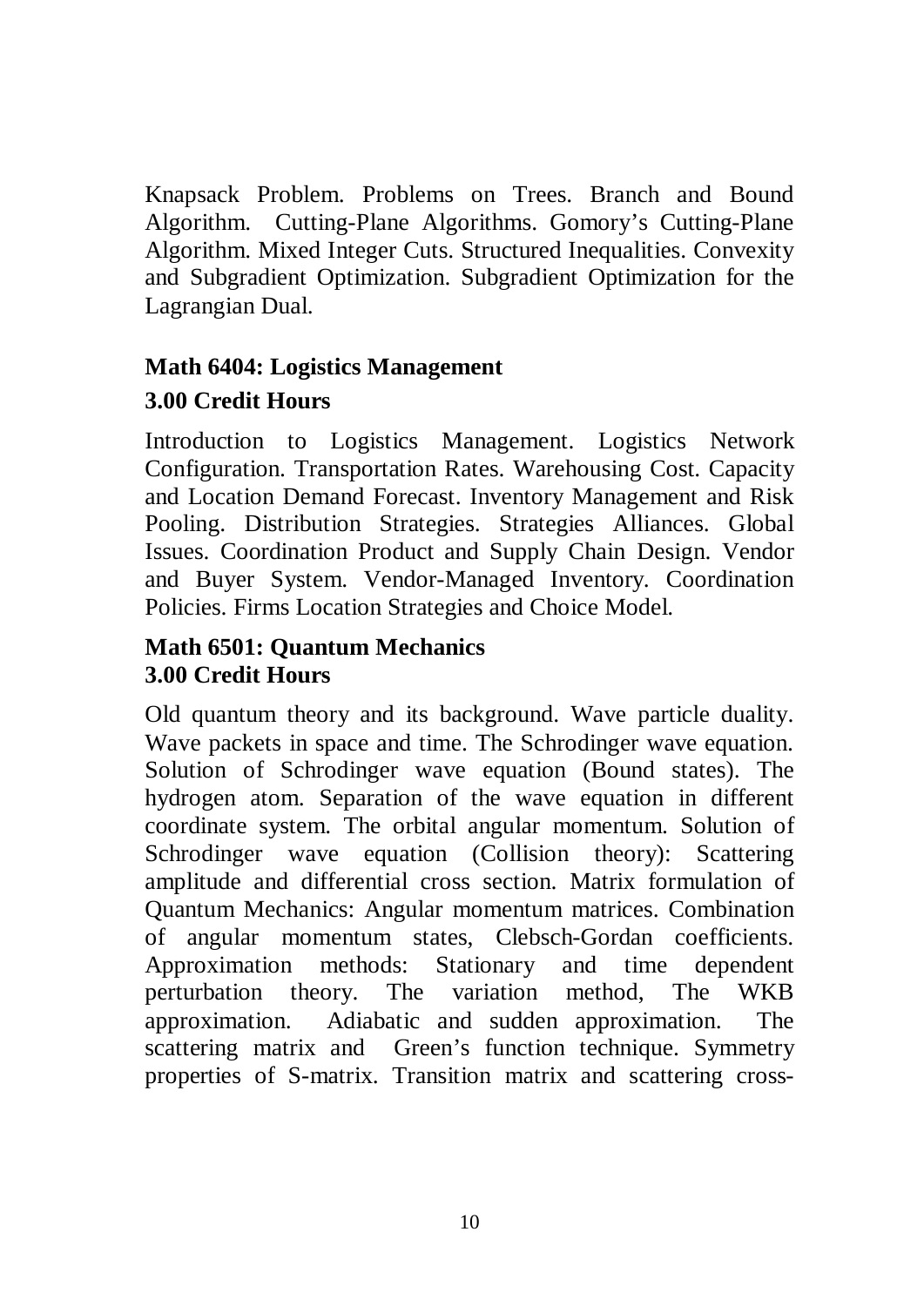Knapsack Problem. Problems on Trees. Branch and Bound Algorithm. Cutting-Plane Algorithms. Gomory's Cutting-Plane Algorithm. Mixed Integer Cuts. Structured Inequalities. Convexity and Subgradient Optimization. Subgradient Optimization for the Lagrangian Dual.

### Math 6404: Logistics Management

### 3.00 Credit Hours

Introduction to Logistics Management. Logistics Network Configuration. Transportation Rates. Warehousing Cost. Capacity and Location Demand Forecast. Inventory Management and Risk Pooling. Distribution Strategies. Strategies Alliances. Global Issues. Coordination Product and Supply Chain Design. Vendor and Buyer System. Vendor-Managed Inventory. Coordination Policies. Firms Location Strategies and Choice Model.

### Math 6501: Quantum Mechanics
### 3.00 Credit Hours

Old quantum theory and its background. Wave particle duality. Wave packets in space and time. The Schrodinger wave equation. Solution of Schrodinger wave equation (Bound states). The hydrogen atom. Separation of the wave equation in different coordinate system. The orbital angular momentum. Solution of Schrodinger wave equation (Collision theory): Scattering amplitude and differential cross section. Matrix formulation of Quantum Mechanics: Angular momentum matrices. Combination of angular momentum states, Clebsch-Gordan coefficients. Approximation methods: Stationary and time dependent perturbation theory. The variation method, The WKB approximation. Adiabatic and sudden approximation. The scattering matrix and Green's function technique. Symmetry properties of S-matrix. Transition matrix and scattering cross-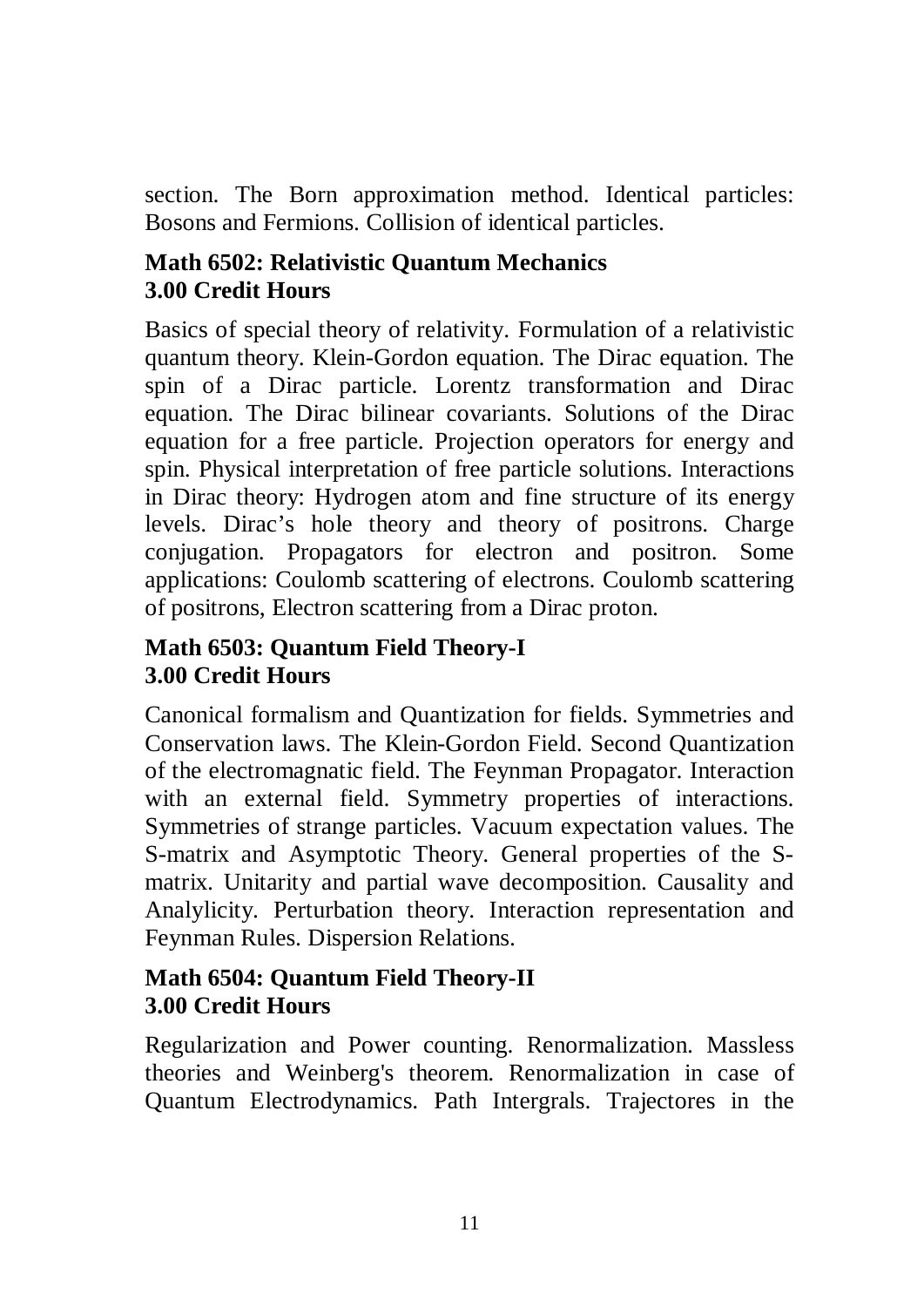section. The Born approximation method. Identical particles: Bosons and Fermions. Collision of identical particles.

**Math 6502: Relativistic Quantum Mechanics**
**3.00 Credit Hours**

Basics of special theory of relativity. Formulation of a relativistic quantum theory. Klein-Gordon equation. The Dirac equation. The spin of a Dirac particle. Lorentz transformation and Dirac equation. The Dirac bilinear covariants. Solutions of the Dirac equation for a free particle. Projection operators for energy and spin. Physical interpretation of free particle solutions. Interactions in Dirac theory: Hydrogen atom and fine structure of its energy levels. Dirac's hole theory and theory of positrons. Charge conjugation. Propagators for electron and positron. Some applications: Coulomb scattering of electrons. Coulomb scattering of positrons, Electron scattering from a Dirac proton.

**Math 6503: Quantum Field Theory-I**
**3.00 Credit Hours**

Canonical formalism and Quantization for fields. Symmetries and Conservation laws. The Klein-Gordon Field. Second Quantization of the electromagnatic field. The Feynman Propagator. Interaction with an external field. Symmetry properties of interactions. Symmetries of strange particles. Vacuum expectation values. The S-matrix and Asymptotic Theory. General properties of the S-matrix. Unitarity and partial wave decomposition. Causality and Analylicity. Perturbation theory. Interaction representation and Feynman Rules. Dispersion Relations.

**Math 6504: Quantum Field Theory-II**
**3.00 Credit Hours**

Regularization and Power counting. Renormalization. Massless theories and Weinberg's theorem. Renormalization in case of Quantum Electrodynamics. Path Intergrals. Trajectores in the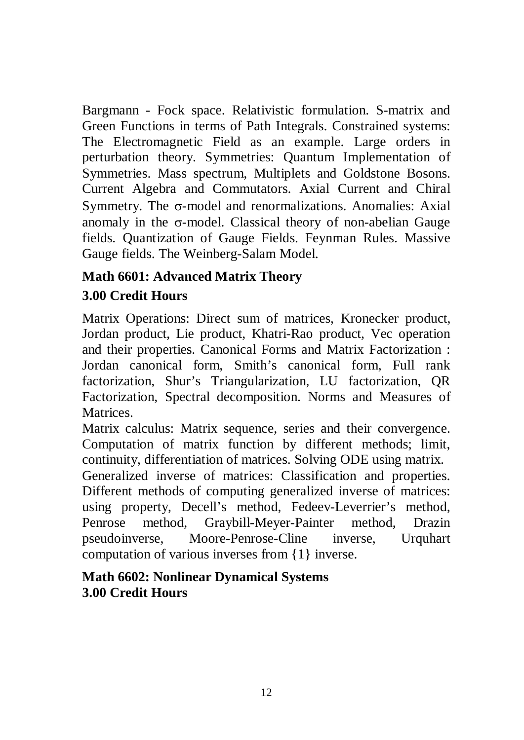Bargmann - Fock space. Relativistic formulation. S-matrix and Green Functions in terms of Path Integrals. Constrained systems: The Electromagnetic Field as an example. Large orders in perturbation theory. Symmetries: Quantum Implementation of Symmetries. Mass spectrum, Multiplets and Goldstone Bosons. Current Algebra and Commutators. Axial Current and Chiral Symmetry. The σ-model and renormalizations. Anomalies: Axial anomaly in the σ-model. Classical theory of non-abelian Gauge fields. Quantization of Gauge Fields. Feynman Rules. Massive Gauge fields. The Weinberg-Salam Model.

**Math 6601: Advanced Matrix Theory**

**3.00 Credit Hours**

Matrix Operations: Direct sum of matrices, Kronecker product, Jordan product, Lie product, Khatri-Rao product, Vec operation and their properties. Canonical Forms and Matrix Factorization : Jordan canonical form, Smith's canonical form, Full rank factorization, Shur's Triangularization, LU factorization, QR Factorization, Spectral decomposition. Norms and Measures of Matrices.

Matrix calculus: Matrix sequence, series and their convergence. Computation of matrix function by different methods; limit, continuity, differentiation of matrices. Solving ODE using matrix.

Generalized inverse of matrices: Classification and properties. Different methods of computing generalized inverse of matrices: using property, Decell's method, Fedeev-Leverrier's method, Penrose method, Graybill-Meyer-Painter method, Drazin pseudoinverse, Moore-Penrose-Cline inverse, Urquhart computation of various inverses from {1} inverse.

**Math 6602: Nonlinear Dynamical Systems**

**3.00 Credit Hours**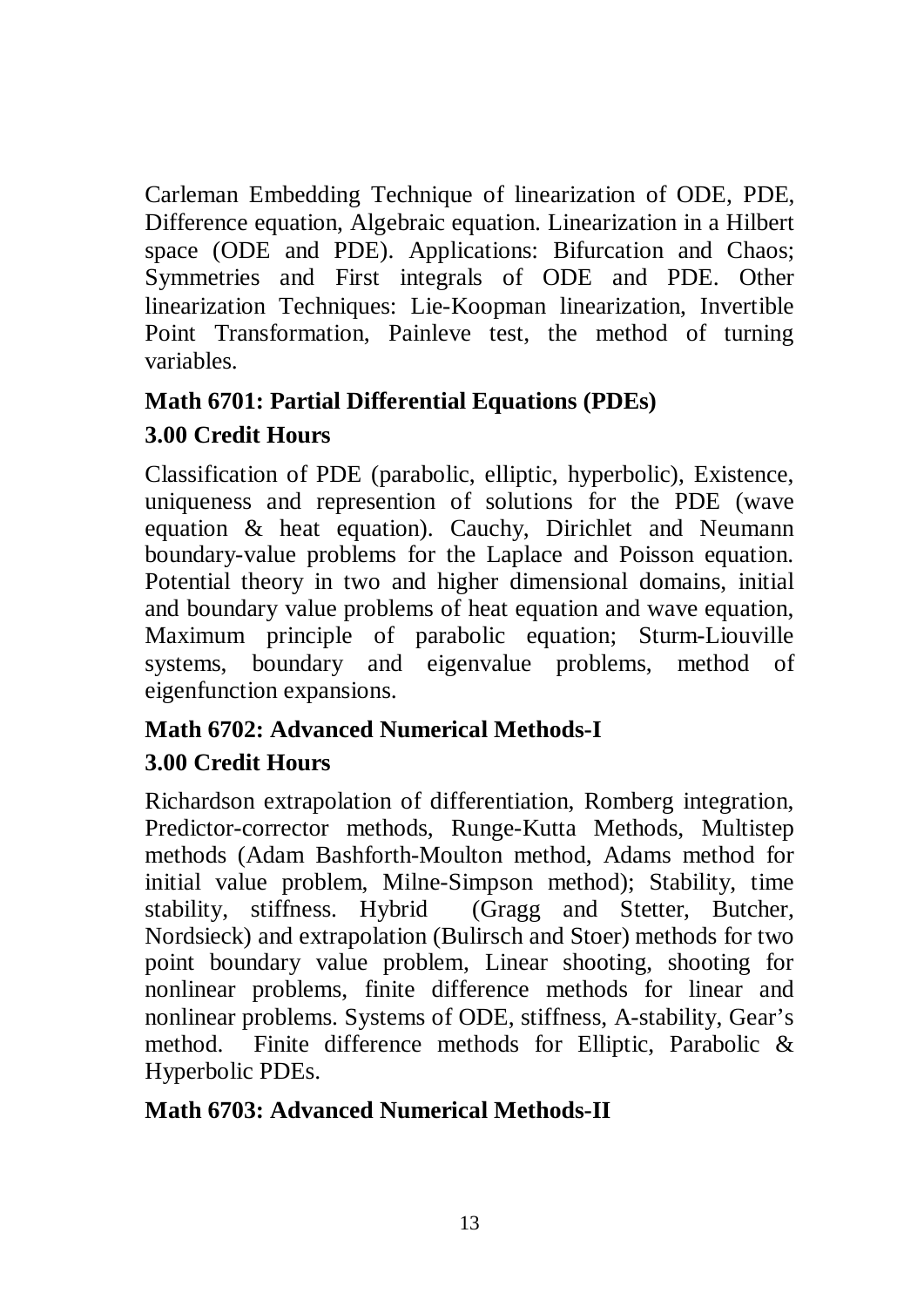Carleman Embedding Technique of linearization of ODE, PDE, Difference equation, Algebraic equation. Linearization in a Hilbert space (ODE and PDE). Applications: Bifurcation and Chaos; Symmetries and First integrals of ODE and PDE. Other linearization Techniques: Lie-Koopman linearization, Invertible Point Transformation, Painleve test, the method of turning variables.

**Math 6701: Partial Differential Equations (PDEs)**

**3.00 Credit Hours**

Classification of PDE (parabolic, elliptic, hyperbolic), Existence, uniqueness and represention of solutions for the PDE (wave equation & heat equation). Cauchy, Dirichlet and Neumann boundary-value problems for the Laplace and Poisson equation. Potential theory in two and higher dimensional domains, initial and boundary value problems of heat equation and wave equation, Maximum principle of parabolic equation; Sturm-Liouville systems, boundary and eigenvalue problems, method of eigenfunction expansions.

**Math 6702: Advanced Numerical Methods-I**

**3.00 Credit Hours**

Richardson extrapolation of differentiation, Romberg integration, Predictor-corrector methods, Runge-Kutta Methods, Multistep methods (Adam Bashforth-Moulton method, Adams method for initial value problem, Milne-Simpson method); Stability, time stability, stiffness. Hybrid (Gragg and Stetter, Butcher, Nordsieck) and extrapolation (Bulirsch and Stoer) methods for two point boundary value problem, Linear shooting, shooting for nonlinear problems, finite difference methods for linear and nonlinear problems. Systems of ODE, stiffness, A-stability, Gear's method. Finite difference methods for Elliptic, Parabolic & Hyperbolic PDEs.

**Math 6703: Advanced Numerical Methods-II**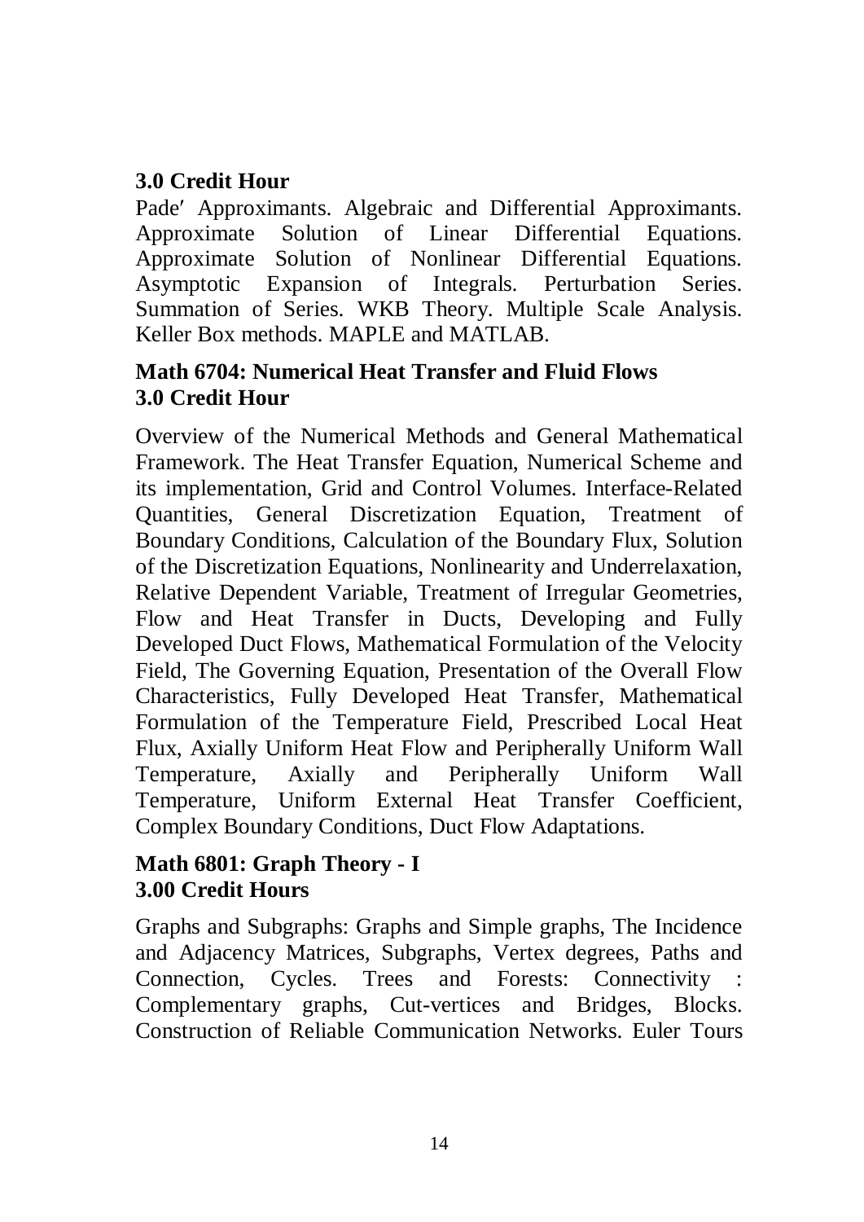**3.0 Credit Hour**

Pade′ Approximants. Algebraic and Differential Approximants. Approximate Solution of Linear Differential Equations. Approximate Solution of Nonlinear Differential Equations. Asymptotic Expansion of Integrals. Perturbation Series. Summation of Series. WKB Theory. Multiple Scale Analysis. Keller Box methods. MAPLE and MATLAB.

**Math 6704: Numerical Heat Transfer and Fluid Flows**
**3.0 Credit Hour**

Overview of the Numerical Methods and General Mathematical Framework. The Heat Transfer Equation, Numerical Scheme and its implementation, Grid and Control Volumes. Interface-Related Quantities, General Discretization Equation, Treatment of Boundary Conditions, Calculation of the Boundary Flux, Solution of the Discretization Equations, Nonlinearity and Underrelaxation, Relative Dependent Variable, Treatment of Irregular Geometries, Flow and Heat Transfer in Ducts, Developing and Fully Developed Duct Flows, Mathematical Formulation of the Velocity Field, The Governing Equation, Presentation of the Overall Flow Characteristics, Fully Developed Heat Transfer, Mathematical Formulation of the Temperature Field, Prescribed Local Heat Flux, Axially Uniform Heat Flow and Peripherally Uniform Wall Temperature, Axially and Peripherally Uniform Wall Temperature, Uniform External Heat Transfer Coefficient, Complex Boundary Conditions, Duct Flow Adaptations.

**Math 6801: Graph Theory - I**
**3.00 Credit Hours**

Graphs and Subgraphs: Graphs and Simple graphs, The Incidence and Adjacency Matrices, Subgraphs, Vertex degrees, Paths and Connection, Cycles. Trees and Forests: Connectivity : Complementary graphs, Cut-vertices and Bridges, Blocks. Construction of Reliable Communication Networks. Euler Tours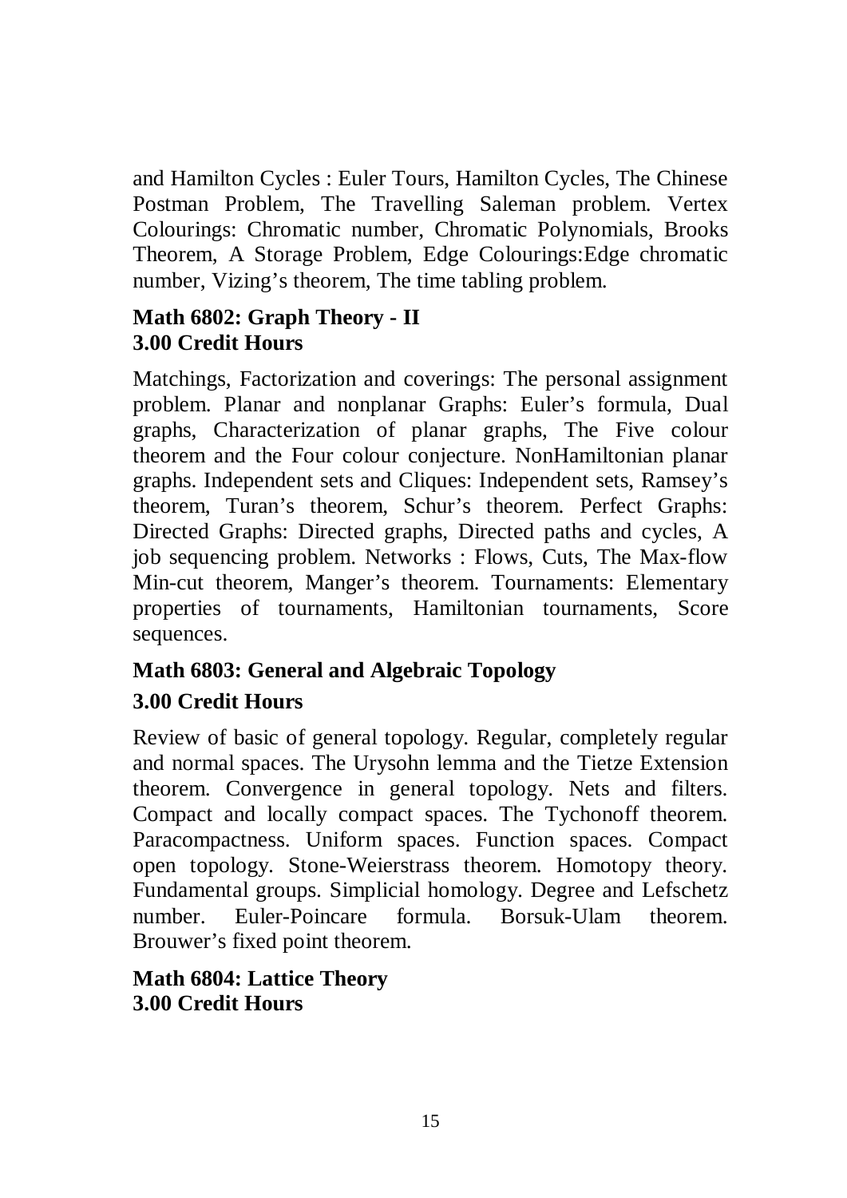and Hamilton Cycles : Euler Tours, Hamilton Cycles, The Chinese Postman Problem, The Travelling Saleman problem. Vertex Colourings: Chromatic number, Chromatic Polynomials, Brooks Theorem, A Storage Problem, Edge Colourings:Edge chromatic number, Vizing's theorem, The time tabling problem.

**Math 6802: Graph Theory - II**
**3.00 Credit Hours**

Matchings, Factorization and coverings: The personal assignment problem. Planar and nonplanar Graphs: Euler's formula, Dual graphs, Characterization of planar graphs, The Five colour theorem and the Four colour conjecture. NonHamiltonian planar graphs. Independent sets and Cliques: Independent sets, Ramsey's theorem, Turan's theorem, Schur's theorem. Perfect Graphs: Directed Graphs: Directed graphs, Directed paths and cycles, A job sequencing problem. Networks : Flows, Cuts, The Max-flow Min-cut theorem, Manger's theorem. Tournaments: Elementary properties of tournaments, Hamiltonian tournaments, Score sequences.

**Math 6803: General and Algebraic Topology**

**3.00 Credit Hours**

Review of basic of general topology. Regular, completely regular and normal spaces. The Urysohn lemma and the Tietze Extension theorem. Convergence in general topology. Nets and filters. Compact and locally compact spaces. The Tychonoff theorem. Paracompactness. Uniform spaces. Function spaces. Compact open topology. Stone-Weierstrass theorem. Homotopy theory. Fundamental groups. Simplicial homology. Degree and Lefschetz number. Euler-Poincare formula. Borsuk-Ulam theorem. Brouwer's fixed point theorem.

**Math 6804: Lattice Theory**
**3.00 Credit Hours**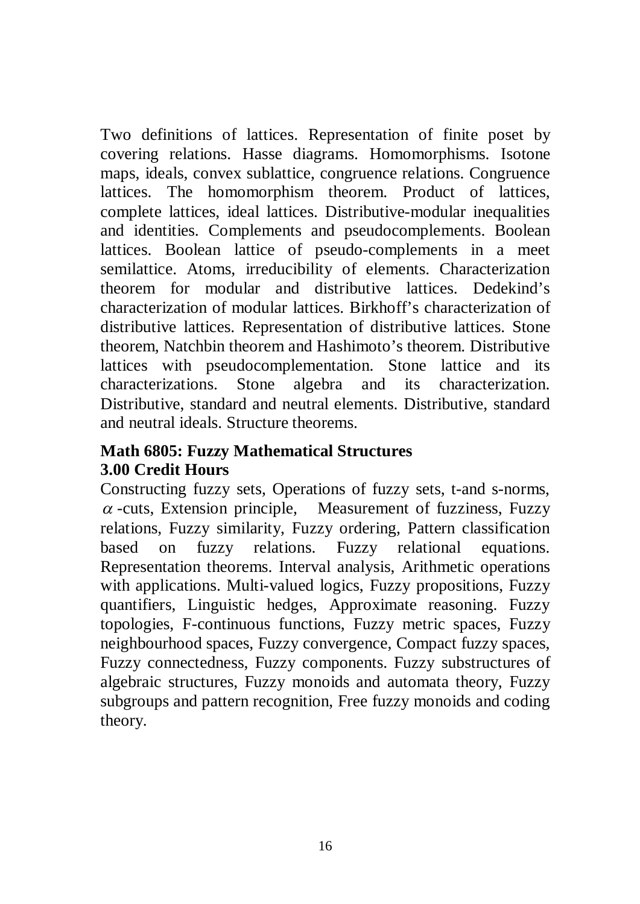Two definitions of lattices. Representation of finite poset by covering relations. Hasse diagrams. Homomorphisms. Isotone maps, ideals, convex sublattice, congruence relations. Congruence lattices. The homomorphism theorem. Product of lattices, complete lattices, ideal lattices. Distributive-modular inequalities and identities. Complements and pseudocomplements. Boolean lattices. Boolean lattice of pseudo-complements in a meet semilattice. Atoms, irreducibility of elements. Characterization theorem for modular and distributive lattices. Dedekind's characterization of modular lattices. Birkhoff's characterization of distributive lattices. Representation of distributive lattices. Stone theorem, Natchbin theorem and Hashimoto's theorem. Distributive lattices with pseudocomplementation. Stone lattice and its characterizations. Stone algebra and its characterization. Distributive, standard and neutral elements. Distributive, standard and neutral ideals. Structure theorems.

**Math 6805: Fuzzy Mathematical Structures**
**3.00 Credit Hours**

Constructing fuzzy sets, Operations of fuzzy sets, t-and s-norms, $\alpha$-cuts, Extension principle, Measurement of fuzziness, Fuzzy relations, Fuzzy similarity, Fuzzy ordering, Pattern classification based on fuzzy relations. Fuzzy relational equations. Representation theorems. Interval analysis, Arithmetic operations with applications. Multi-valued logics, Fuzzy propositions, Fuzzy quantifiers, Linguistic hedges, Approximate reasoning. Fuzzy topologies, F-continuous functions, Fuzzy metric spaces, Fuzzy neighbourhood spaces, Fuzzy convergence, Compact fuzzy spaces, Fuzzy connectedness, Fuzzy components. Fuzzy substructures of algebraic structures, Fuzzy monoids and automata theory, Fuzzy subgroups and pattern recognition, Free fuzzy monoids and coding theory.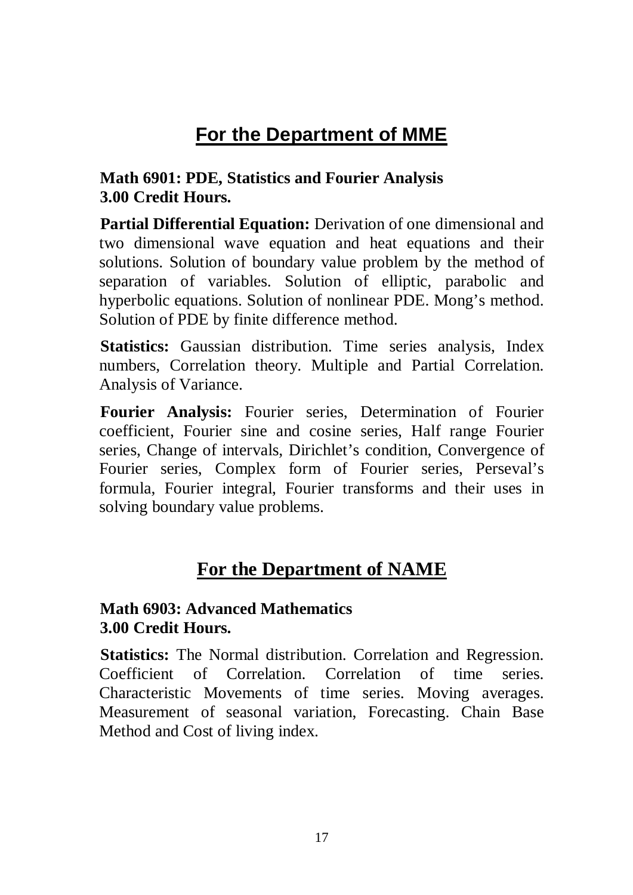## For the Department of MME

**Math 6901: PDE, Statistics and Fourier Analysis**
**3.00 Credit Hours.**

**Partial Differential Equation:** Derivation of one dimensional and two dimensional wave equation and heat equations and their solutions. Solution of boundary value problem by the method of separation of variables. Solution of elliptic, parabolic and hyperbolic equations. Solution of nonlinear PDE. Mong's method. Solution of PDE by finite difference method.

**Statistics:** Gaussian distribution. Time series analysis, Index numbers, Correlation theory. Multiple and Partial Correlation. Analysis of Variance.

**Fourier Analysis:** Fourier series, Determination of Fourier coefficient, Fourier sine and cosine series, Half range Fourier series, Change of intervals, Dirichlet's condition, Convergence of Fourier series, Complex form of Fourier series, Perseval's formula, Fourier integral, Fourier transforms and their uses in solving boundary value problems.

## For the Department of NAME

**Math 6903: Advanced Mathematics**
**3.00 Credit Hours.**

**Statistics:** The Normal distribution. Correlation and Regression. Coefficient of Correlation. Correlation of time series. Characteristic Movements of time series. Moving averages. Measurement of seasonal variation, Forecasting. Chain Base Method and Cost of living index.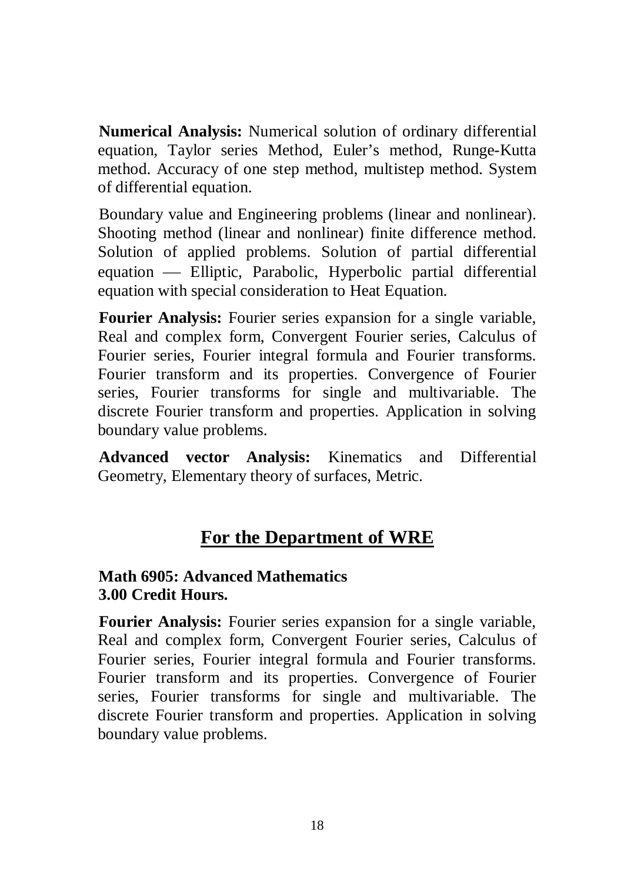**Numerical Analysis:** Numerical solution of ordinary differential equation, Taylor series Method, Euler's method, Runge-Kutta method. Accuracy of one step method, multistep method. System of differential equation.

Boundary value and Engineering problems (linear and nonlinear). Shooting method (linear and nonlinear) finite difference method. Solution of applied problems. Solution of partial differential equation — Elliptic, Parabolic, Hyperbolic partial differential equation with special consideration to Heat Equation.

**Fourier Analysis:** Fourier series expansion for a single variable, Real and complex form, Convergent Fourier series, Calculus of Fourier series, Fourier integral formula and Fourier transforms. Fourier transform and its properties. Convergence of Fourier series, Fourier transforms for single and multivariable. The discrete Fourier transform and properties. Application in solving boundary value problems.

**Advanced vector Analysis:** Kinematics and Differential Geometry, Elementary theory of surfaces, Metric.

## For the Department of WRE

**Math 6905: Advanced Mathematics**
**3.00 Credit Hours.**

**Fourier Analysis:** Fourier series expansion for a single variable, Real and complex form, Convergent Fourier series, Calculus of Fourier series, Fourier integral formula and Fourier transforms. Fourier transform and its properties. Convergence of Fourier series, Fourier transforms for single and multivariable. The discrete Fourier transform and properties. Application in solving boundary value problems.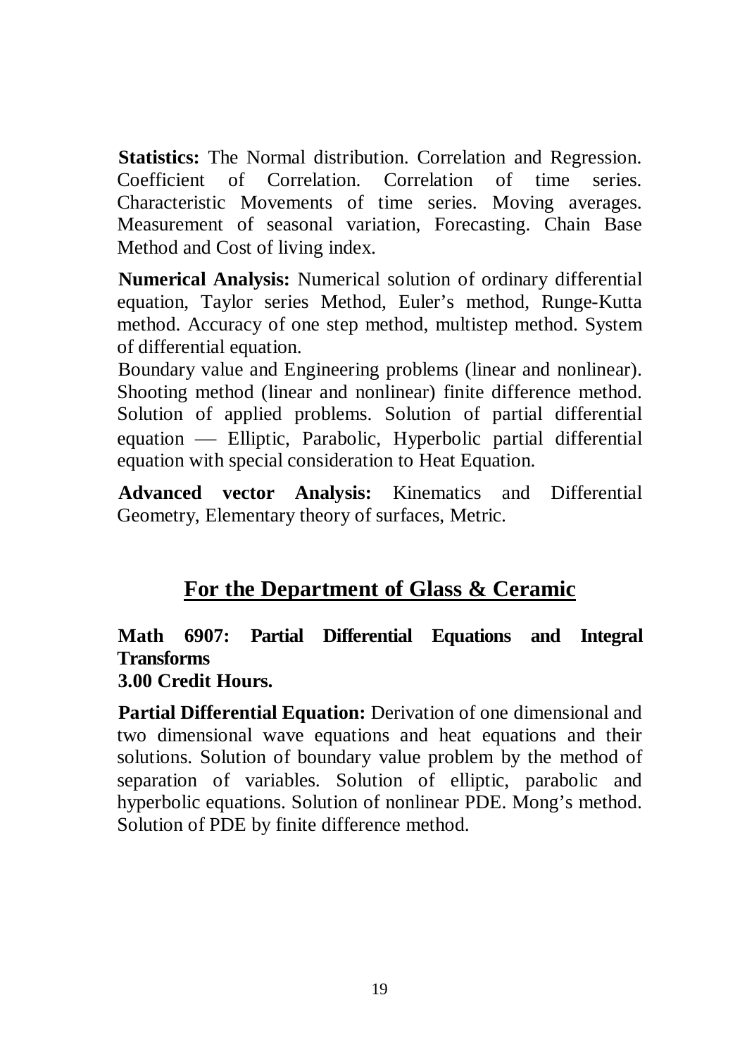**Statistics:** The Normal distribution. Correlation and Regression. Coefficient of Correlation. Correlation of time series. Characteristic Movements of time series. Moving averages. Measurement of seasonal variation, Forecasting. Chain Base Method and Cost of living index.

**Numerical Analysis:** Numerical solution of ordinary differential equation, Taylor series Method, Euler's method, Runge-Kutta method. Accuracy of one step method, multistep method. System of differential equation.

Boundary value and Engineering problems (linear and nonlinear). Shooting method (linear and nonlinear) finite difference method. Solution of applied problems. Solution of partial differential equation — Elliptic, Parabolic, Hyperbolic partial differential equation with special consideration to Heat Equation.

**Advanced vector Analysis:** Kinematics and Differential Geometry, Elementary theory of surfaces, Metric.

## For the Department of Glass & Ceramic

**Math 6907: Partial Differential Equations and Integral Transforms**
**3.00 Credit Hours.**

**Partial Differential Equation:** Derivation of one dimensional and two dimensional wave equations and heat equations and their solutions. Solution of boundary value problem by the method of separation of variables. Solution of elliptic, parabolic and hyperbolic equations. Solution of nonlinear PDE. Mong's method. Solution of PDE by finite difference method.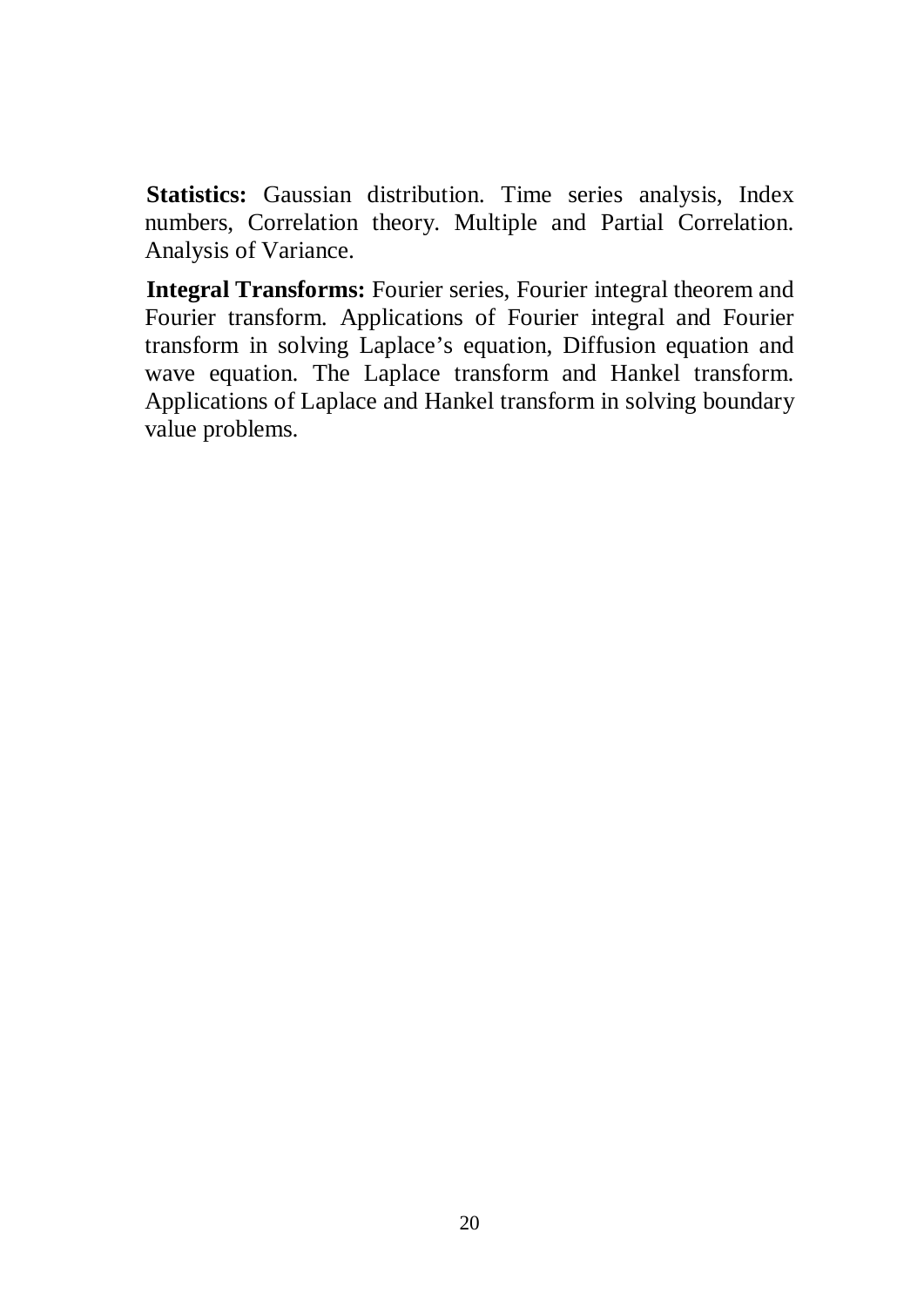**Statistics:** Gaussian distribution. Time series analysis, Index numbers, Correlation theory. Multiple and Partial Correlation. Analysis of Variance.

**Integral Transforms:** Fourier series, Fourier integral theorem and Fourier transform. Applications of Fourier integral and Fourier transform in solving Laplace's equation, Diffusion equation and wave equation. The Laplace transform and Hankel transform. Applications of Laplace and Hankel transform in solving boundary value problems.